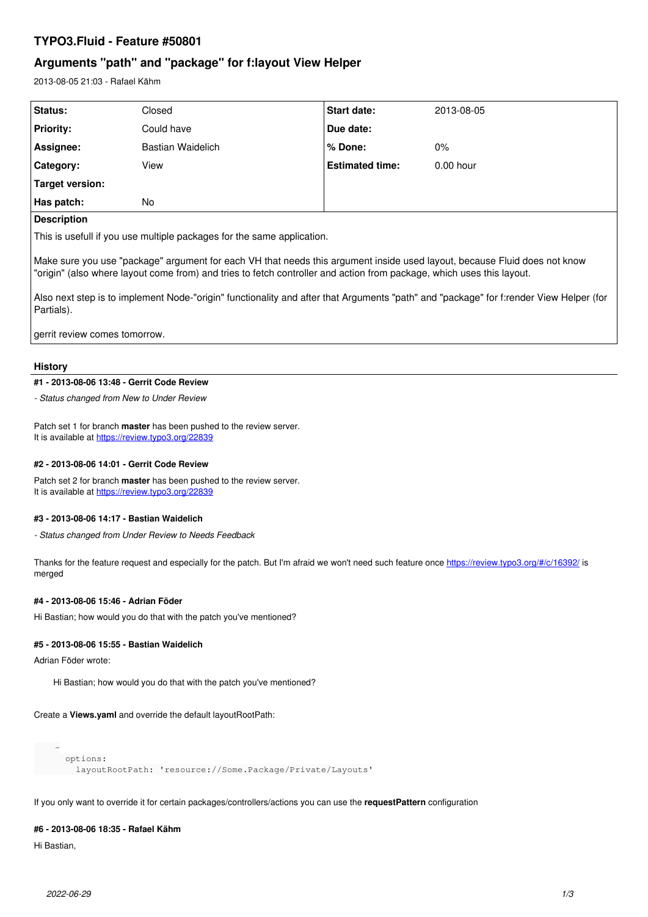# TYPO3.Fluid - Feature #50801

## Arguments "path" and "package" for f:layout View Helper

2013-08-05 21:03 - Rafael Kähm

| **Status:** | Closed | **Start date:** | 2013-08-05 |
|---|---|---|---|
| **Priority:** | Could have | **Due date:** | |
| **Assignee:** | Bastian Waidelich | **% Done:** | 0% |
| **Category:** | View | **Estimated time:** | 0.00 hour |
| **Target version:** | | | |
| **Has patch:** | No | | |

**Description**

This is usefull if you use multiple packages for the same application.

Make sure you use "package" argument for each VH that needs this argument inside used layout, because Fluid does not know "origin" (also where layout come from) and tries to fetch controller and action from package, which uses this layout.

Also next step is to implement Node-"origin" functionality and after that Arguments "path" and "package" for f:render View Helper (for Partials).

gerrit review comes tomorrow.

### History

#### #1 - 2013-08-06 13:48 - Gerrit Code Review

*- Status changed from New to Under Review*

Patch set 1 for branch **master** has been pushed to the review server.
It is available at https://review.typo3.org/22839

#### #2 - 2013-08-06 14:01 - Gerrit Code Review

Patch set 2 for branch **master** has been pushed to the review server.
It is available at https://review.typo3.org/22839

#### #3 - 2013-08-06 14:17 - Bastian Waidelich

*- Status changed from Under Review to Needs Feedback*

Thanks for the feature request and especially for the patch. But I'm afraid we won't need such feature once https://review.typo3.org/#/c/16392/ is merged

#### #4 - 2013-08-06 15:46 - Adrian Föder

Hi Bastian; how would you do that with the patch you've mentioned?

#### #5 - 2013-08-06 15:55 - Bastian Waidelich

Adrian Föder wrote:

> Hi Bastian; how would you do that with the patch you've mentioned?

Create a **Views.yaml** and override the default layoutRootPath:

```
-
  options:
    layoutRootPath: 'resource://Some.Package/Private/Layouts'
```

If you only want to override it for certain packages/controllers/actions you can use the **requestPattern** configuration

#### #6 - 2013-08-06 18:35 - Rafael Kähm

Hi Bastian,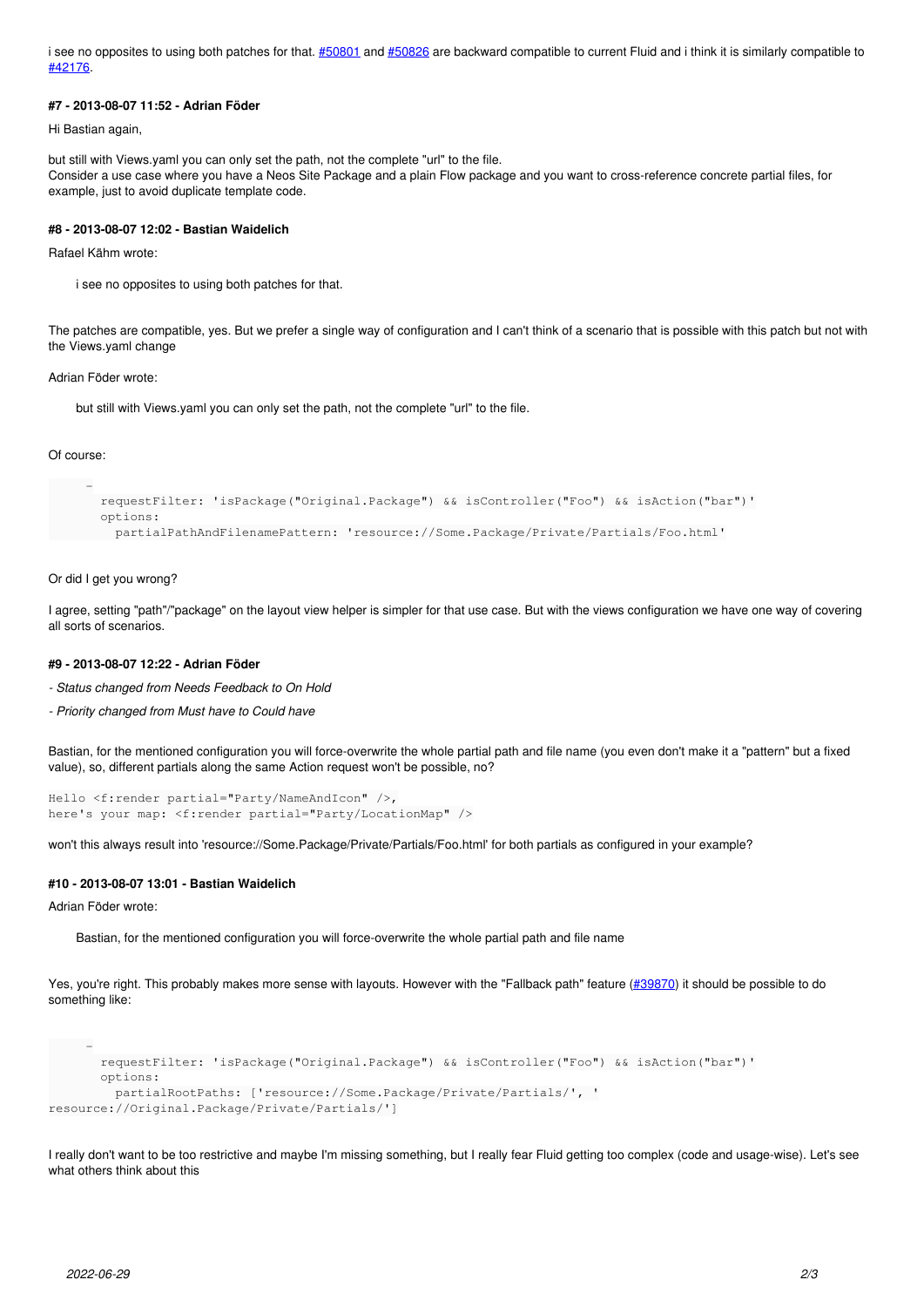i see no opposites to using both patches for that. #50801 and #50826 are backward compatible to current Fluid and i think it is similarly compatible to #42176.

#### #7 - 2013-08-07 11:52 - Adrian Föder

Hi Bastian again,

but still with Views.yaml you can only set the path, not the complete "url" to the file.
Consider a use case where you have a Neos Site Package and a plain Flow package and you want to cross-reference concrete partial files, for example, just to avoid duplicate template code.

#### #8 - 2013-08-07 12:02 - Bastian Waidelich

Rafael Kähm wrote:

> i see no opposites to using both patches for that.

The patches are compatible, yes. But we prefer a single way of configuration and I can't think of a scenario that is possible with this patch but not with the Views.yaml change

Adrian Föder wrote:

> but still with Views.yaml you can only set the path, not the complete "url" to the file.

Of course:

```
-
  requestFilter: 'isPackage("Original.Package") && isController("Foo") && isAction("bar")'
  options:
    partialPathAndFilenamePattern: 'resource://Some.Package/Private/Partials/Foo.html'
```

Or did I get you wrong?

I agree, setting "path"/"package" on the layout view helper is simpler for that use case. But with the views configuration we have one way of covering all sorts of scenarios.

#### #9 - 2013-08-07 12:22 - Adrian Föder

- *Status changed from Needs Feedback to On Hold*
- *Priority changed from Must have to Could have*

Bastian, for the mentioned configuration you will force-overwrite the whole partial path and file name (you even don't make it a "pattern" but a fixed value), so, different partials along the same Action request won't be possible, no?

```
Hello <f:render partial="Party/NameAndIcon" />,
here's your map: <f:render partial="Party/LocationMap" />
```

won't this always result into 'resource://Some.Package/Private/Partials/Foo.html' for both partials as configured in your example?

#### #10 - 2013-08-07 13:01 - Bastian Waidelich

Adrian Föder wrote:

> Bastian, for the mentioned configuration you will force-overwrite the whole partial path and file name

Yes, you're right. This probably makes more sense with layouts. However with the "Fallback path" feature (#39870) it should be possible to do something like:

```
-
  requestFilter: 'isPackage("Original.Package") && isController("Foo") && isAction("bar")'
  options:
    partialRootPaths: ['resource://Some.Package/Private/Partials/', '
resource://Original.Package/Private/Partials/']
```

I really don't want to be too restrictive and maybe I'm missing something, but I really fear Fluid getting too complex (code and usage-wise). Let's see what others think about this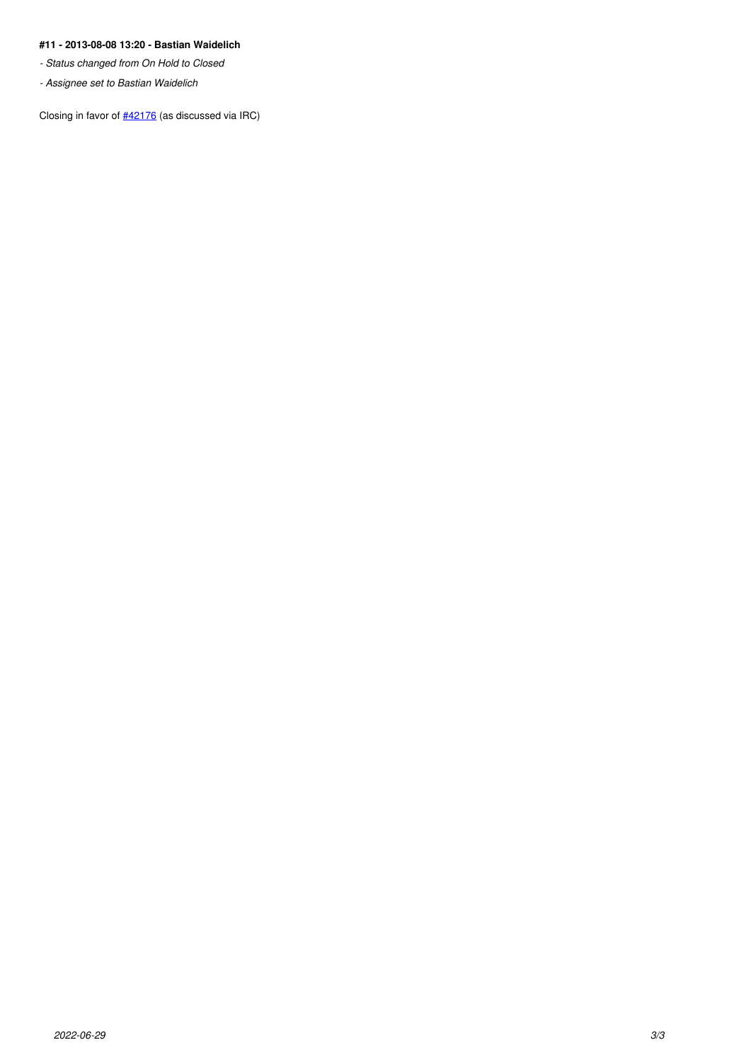#### #11 - 2013-08-08 13:20 - Bastian Waidelich

*- Status changed from On Hold to Closed*

*- Assignee set to Bastian Waidelich*

Closing in favor of #42176 (as discussed via IRC)